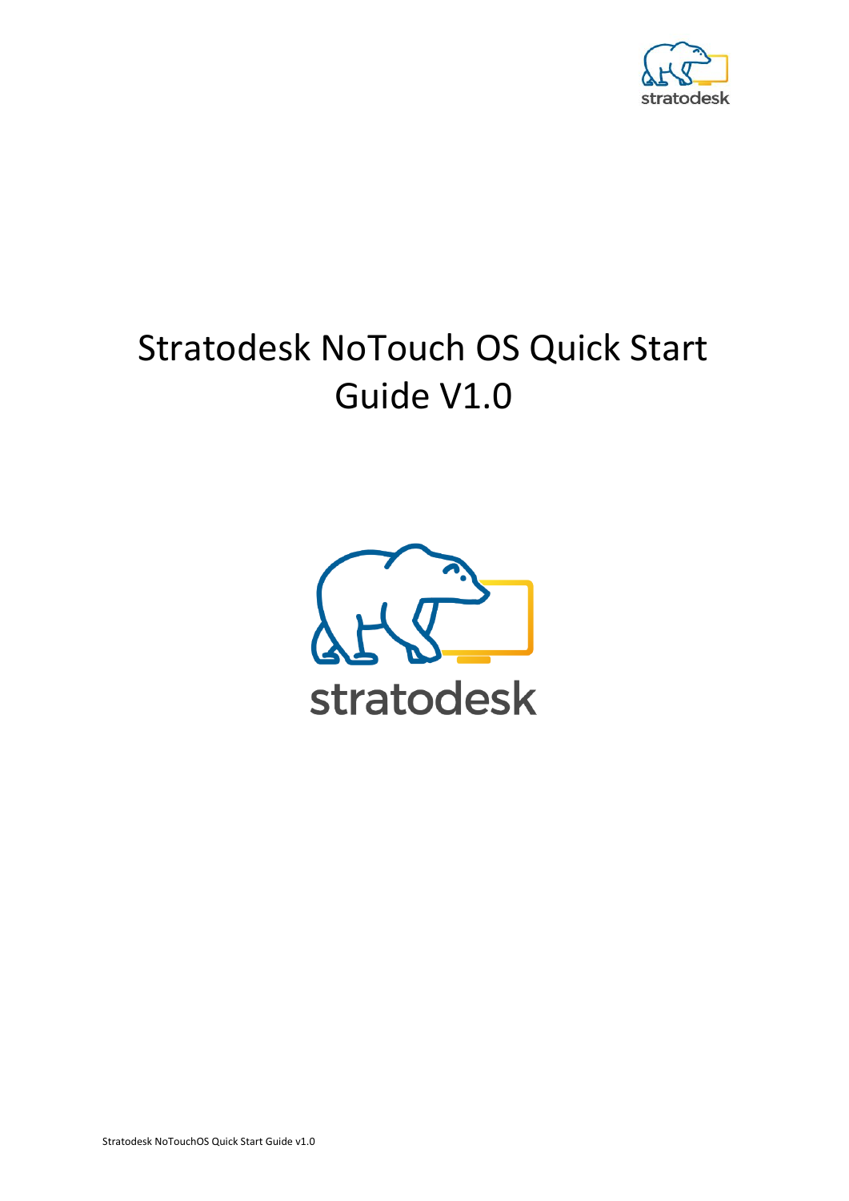# Stratodesk NoTouch OS Quick Start Guide V1.0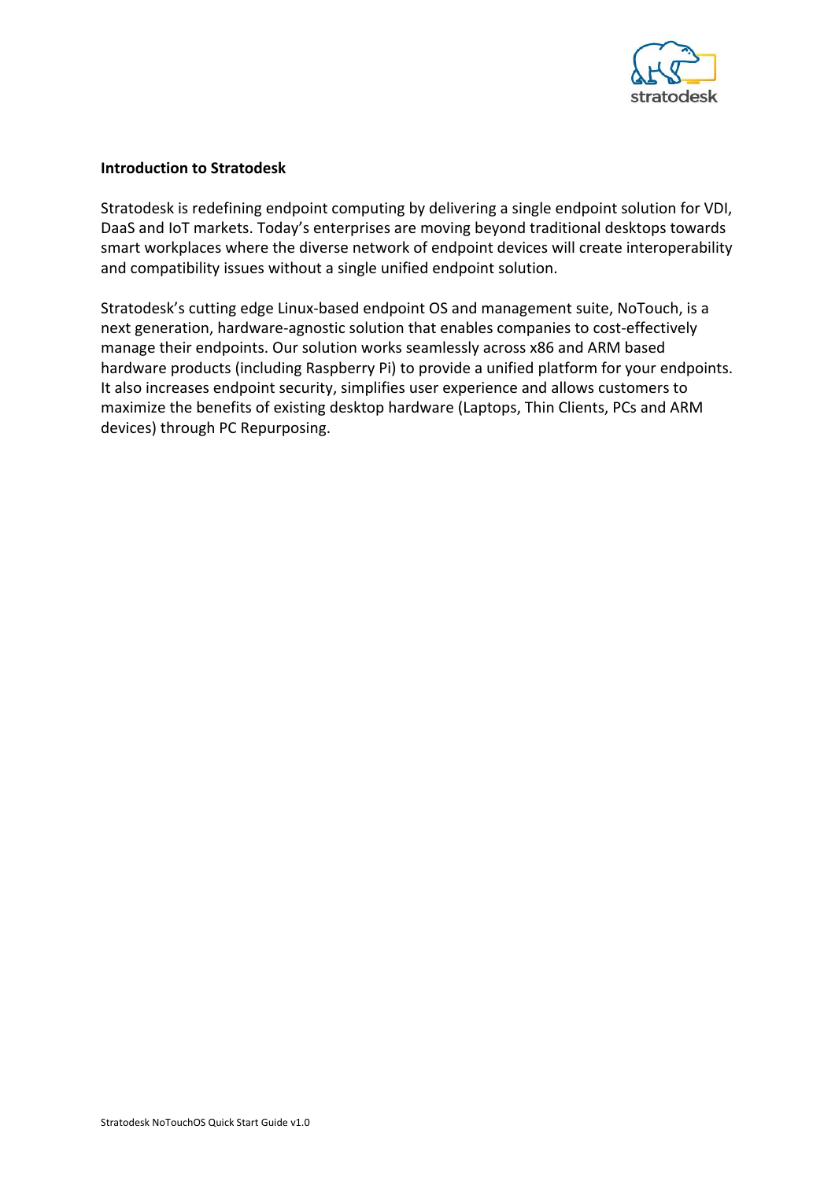**Introduction to Stratodesk**

Stratodesk is redefining endpoint computing by delivering a single endpoint solution for VDI, DaaS and IoT markets. Today's enterprises are moving beyond traditional desktops towards smart workplaces where the diverse network of endpoint devices will create interoperability and compatibility issues without a single unified endpoint solution.

Stratodesk's cutting edge Linux-based endpoint OS and management suite, NoTouch, is a next generation, hardware-agnostic solution that enables companies to cost-effectively manage their endpoints. Our solution works seamlessly across x86 and ARM based hardware products (including Raspberry Pi) to provide a unified platform for your endpoints. It also increases endpoint security, simplifies user experience and allows customers to maximize the benefits of existing desktop hardware (Laptops, Thin Clients, PCs and ARM devices) through PC Repurposing.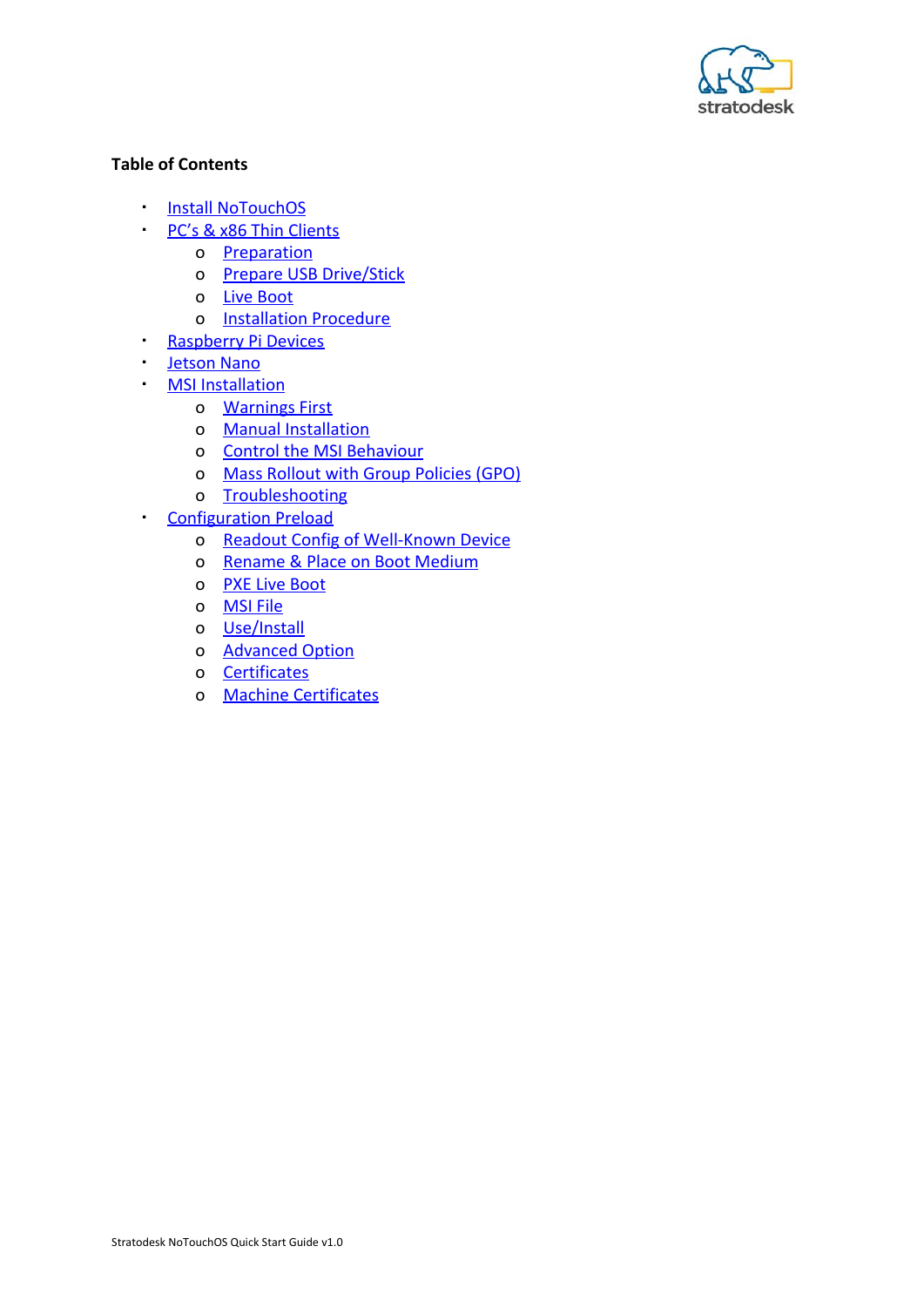**Table of Contents**

- Install NoTouchOS
- PC's & x86 Thin Clients
  - Preparation
  - Prepare USB Drive/Stick
  - Live Boot
  - Installation Procedure
- Raspberry Pi Devices
- Jetson Nano
- MSI Installation
  - Warnings First
  - Manual Installation
  - Control the MSI Behaviour
  - Mass Rollout with Group Policies (GPO)
  - Troubleshooting
- Configuration Preload
  - Readout Config of Well-Known Device
  - Rename & Place on Boot Medium
  - PXE Live Boot
  - MSI File
  - Use/Install
  - Advanced Option
  - Certificates
  - Machine Certificates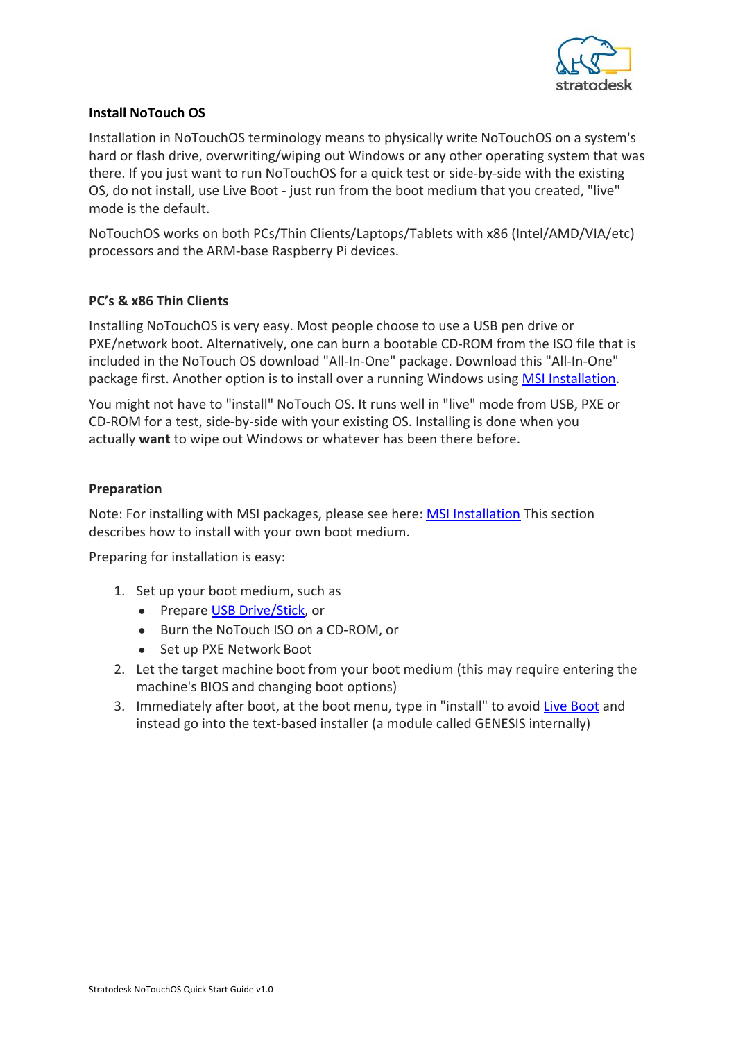**Install NoTouch OS**

Installation in NoTouchOS terminology means to physically write NoTouchOS on a system's hard or flash drive, overwriting/wiping out Windows or any other operating system that was there. If you just want to run NoTouchOS for a quick test or side-by-side with the existing OS, do not install, use Live Boot - just run from the boot medium that you created, "live" mode is the default.

NoTouchOS works on both PCs/Thin Clients/Laptops/Tablets with x86 (Intel/AMD/VIA/etc) processors and the ARM-base Raspberry Pi devices.

**PC's & x86 Thin Clients**

Installing NoTouchOS is very easy. Most people choose to use a USB pen drive or PXE/network boot. Alternatively, one can burn a bootable CD-ROM from the ISO file that is included in the NoTouch OS download "All-In-One" package. Download this "All-In-One" package first. Another option is to install over a running Windows using MSI Installation.

You might not have to "install" NoTouch OS. It runs well in "live" mode from USB, PXE or CD-ROM for a test, side-by-side with your existing OS. Installing is done when you actually **want** to wipe out Windows or whatever has been there before.

**Preparation**

Note: For installing with MSI packages, please see here: MSI Installation This section describes how to install with your own boot medium.

Preparing for installation is easy:

1. Set up your boot medium, such as
   - Prepare USB Drive/Stick, or
   - Burn the NoTouch ISO on a CD-ROM, or
   - Set up PXE Network Boot
2. Let the target machine boot from your boot medium (this may require entering the machine's BIOS and changing boot options)
3. Immediately after boot, at the boot menu, type in "install" to avoid Live Boot and instead go into the text-based installer (a module called GENESIS internally)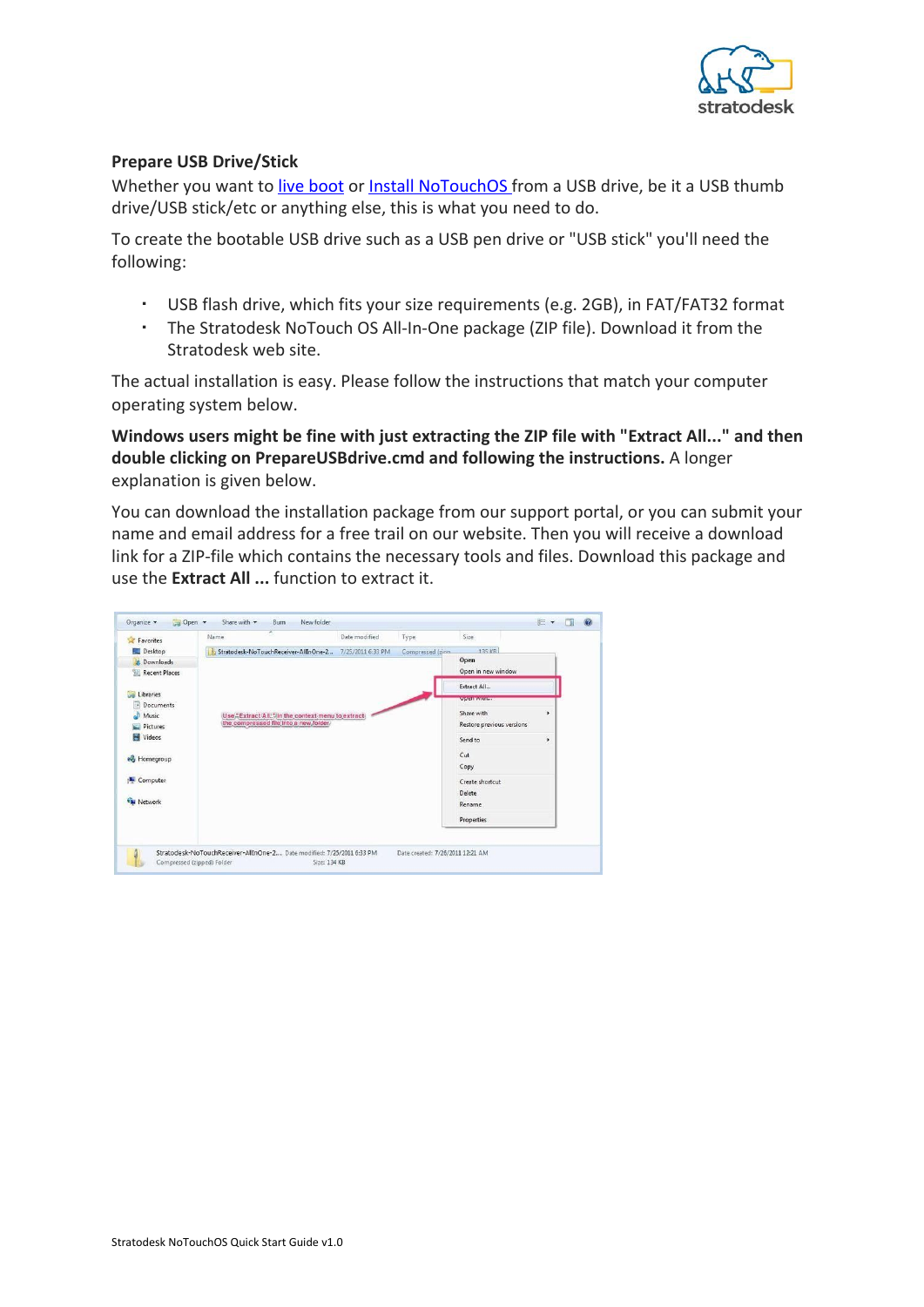**Prepare USB Drive/Stick**

Whether you want to live boot or Install NoTouchOS from a USB drive, be it a USB thumb drive/USB stick/etc or anything else, this is what you need to do.

To create the bootable USB drive such as a USB pen drive or "USB stick" you'll need the following:

- USB flash drive, which fits your size requirements (e.g. 2GB), in FAT/FAT32 format
- The Stratodesk NoTouch OS All-In-One package (ZIP file). Download it from the Stratodesk web site.

The actual installation is easy. Please follow the instructions that match your computer operating system below.

**Windows users might be fine with just extracting the ZIP file with "Extract All..." and then double clicking on PrepareUSBdrive.cmd and following the instructions.** A longer explanation is given below.

You can download the installation package from our support portal, or you can submit your name and email address for a free trail on our website. Then you will receive a download link for a ZIP-file which contains the necessary tools and files. Download this package and use the **Extract All ...** function to extract it.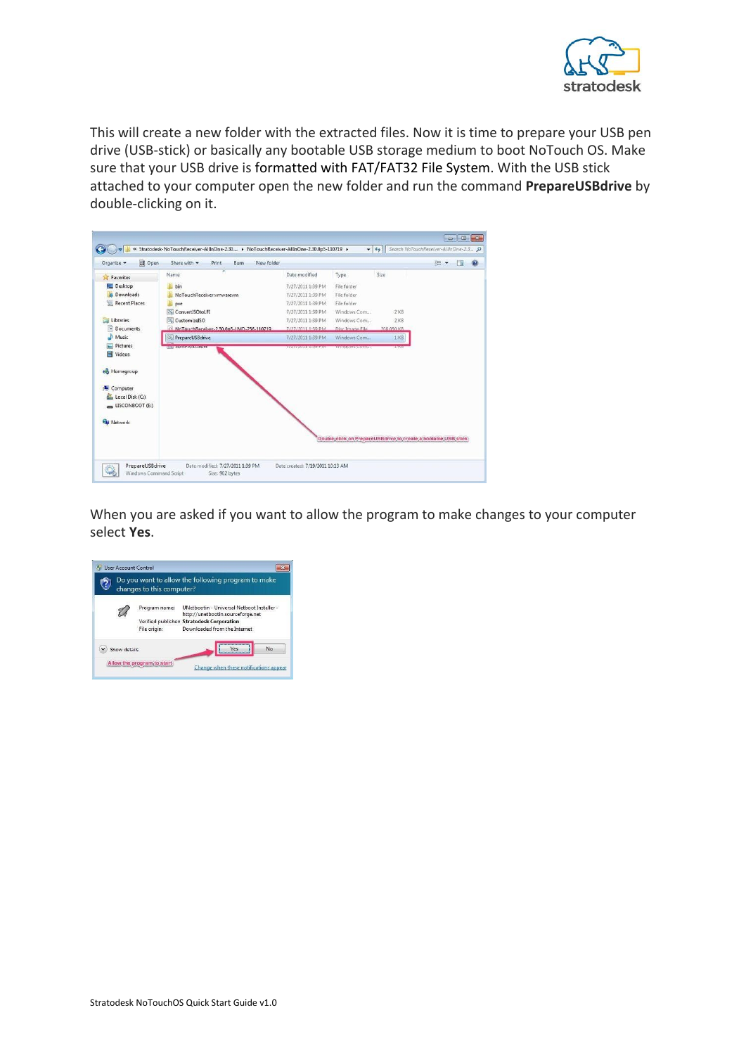This will create a new folder with the extracted files. Now it is time to prepare your USB pen drive (USB-stick) or basically any bootable USB storage medium to boot NoTouch OS. Make sure that your USB drive is formatted with FAT/FAT32 File System. With the USB stick attached to your computer open the new folder and run the command **PrepareUSBdrive** by double-clicking on it.

When you are asked if you want to allow the program to make changes to your computer select **Yes**.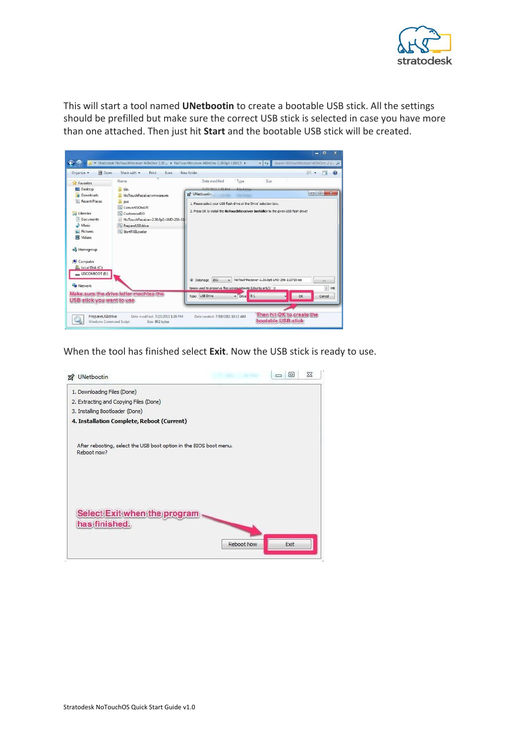This will start a tool named **UNetbootin** to create a bootable USB stick. All the settings should be prefilled but make sure the correct USB stick is selected in case you have more than one attached. Then just hit **Start** and the bootable USB stick will be created.

When the tool has finished select **Exit**. Now the USB stick is ready to use.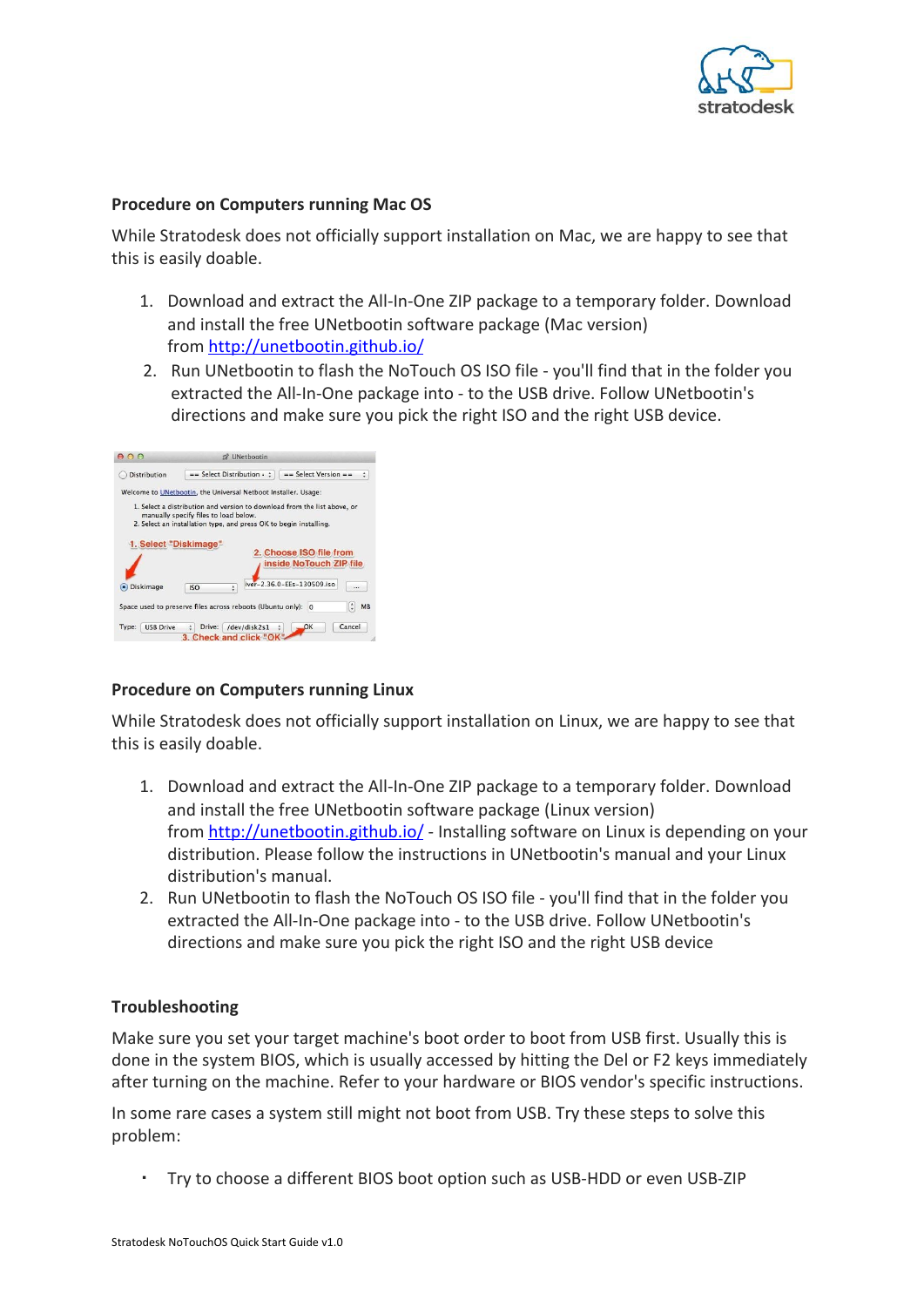### Procedure on Computers running Mac OS

While Stratodesk does not officially support installation on Mac, we are happy to see that this is easily doable.

1. Download and extract the All-In-One ZIP package to a temporary folder. Download and install the free UNetbootin software package (Mac version) from [http://unetbootin.github.io/](http://unetbootin.github.io/)
2. Run UNetbootin to flash the NoTouch OS ISO file - you'll find that in the folder you extracted the All-In-One package into - to the USB drive. Follow UNetbootin's directions and make sure you pick the right ISO and the right USB device.

### Procedure on Computers running Linux

While Stratodesk does not officially support installation on Linux, we are happy to see that this is easily doable.

1. Download and extract the All-In-One ZIP package to a temporary folder. Download and install the free UNetbootin software package (Linux version) from [http://unetbootin.github.io/](http://unetbootin.github.io/) - Installing software on Linux is depending on your distribution. Please follow the instructions in UNetbootin's manual and your Linux distribution's manual.
2. Run UNetbootin to flash the NoTouch OS ISO file - you'll find that in the folder you extracted the All-In-One package into - to the USB drive. Follow UNetbootin's directions and make sure you pick the right ISO and the right USB device

### Troubleshooting

Make sure you set your target machine's boot order to boot from USB first. Usually this is done in the system BIOS, which is usually accessed by hitting the Del or F2 keys immediately after turning on the machine. Refer to your hardware or BIOS vendor's specific instructions.

In some rare cases a system still might not boot from USB. Try these steps to solve this problem:

- Try to choose a different BIOS boot option such as USB-HDD or even USB-ZIP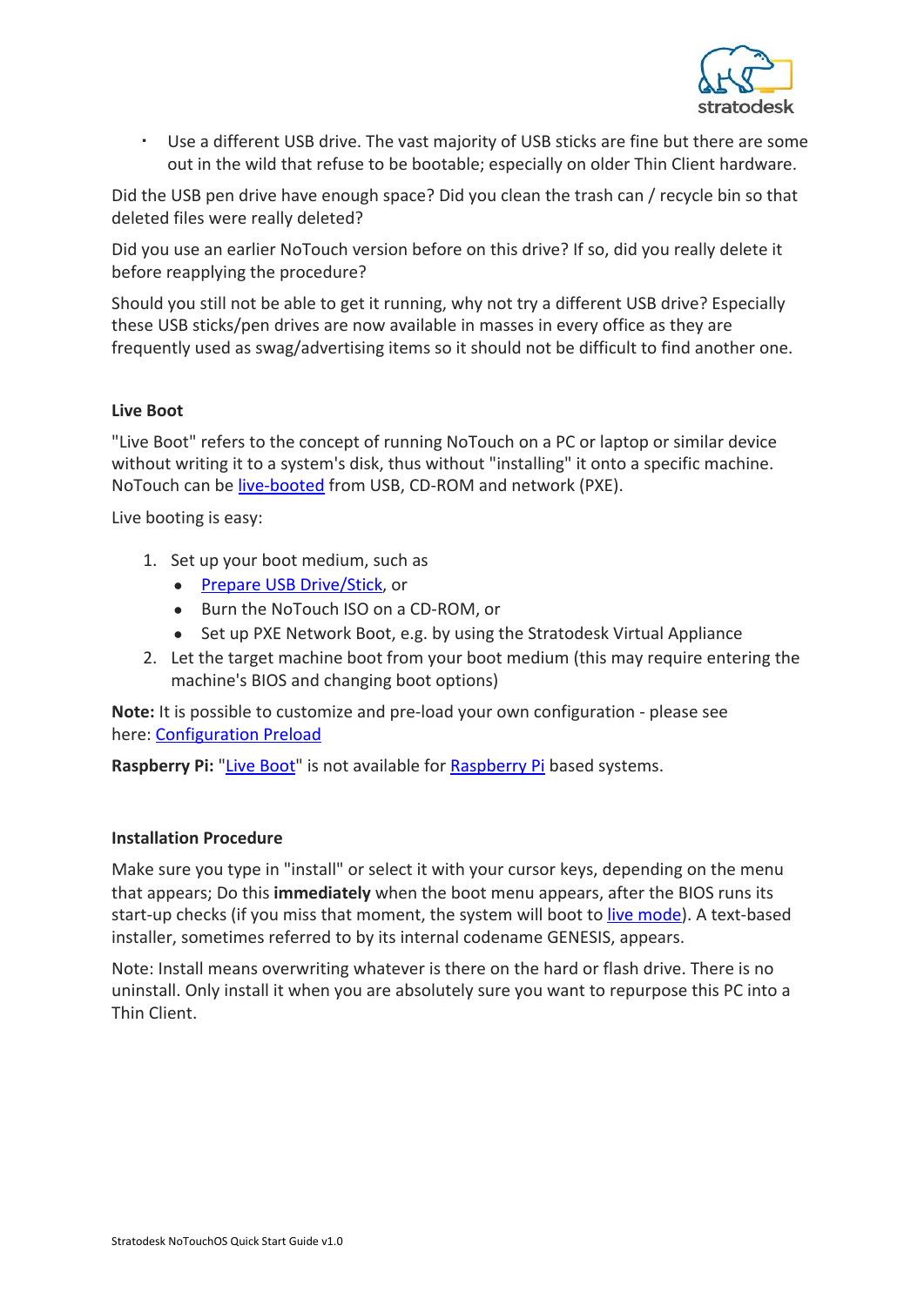- Use a different USB drive. The vast majority of USB sticks are fine but there are some out in the wild that refuse to be bootable; especially on older Thin Client hardware.

Did the USB pen drive have enough space? Did you clean the trash can / recycle bin so that deleted files were really deleted?

Did you use an earlier NoTouch version before on this drive? If so, did you really delete it before reapplying the procedure?

Should you still not be able to get it running, why not try a different USB drive? Especially these USB sticks/pen drives are now available in masses in every office as they are frequently used as swag/advertising items so it should not be difficult to find another one.

**Live Boot**

"Live Boot" refers to the concept of running NoTouch on a PC or laptop or similar device without writing it to a system's disk, thus without "installing" it onto a specific machine. NoTouch can be live-booted from USB, CD-ROM and network (PXE).

Live booting is easy:

1. Set up your boot medium, such as
   - Prepare USB Drive/Stick, or
   - Burn the NoTouch ISO on a CD-ROM, or
   - Set up PXE Network Boot, e.g. by using the Stratodesk Virtual Appliance
2. Let the target machine boot from your boot medium (this may require entering the machine's BIOS and changing boot options)

**Note:** It is possible to customize and pre-load your own configuration - please see here: Configuration Preload

**Raspberry Pi:** "Live Boot" is not available for Raspberry Pi based systems.

**Installation Procedure**

Make sure you type in "install" or select it with your cursor keys, depending on the menu that appears; Do this **immediately** when the boot menu appears, after the BIOS runs its start-up checks (if you miss that moment, the system will boot to live mode). A text-based installer, sometimes referred to by its internal codename GENESIS, appears.

Note: Install means overwriting whatever is there on the hard or flash drive. There is no uninstall. Only install it when you are absolutely sure you want to repurpose this PC into a Thin Client.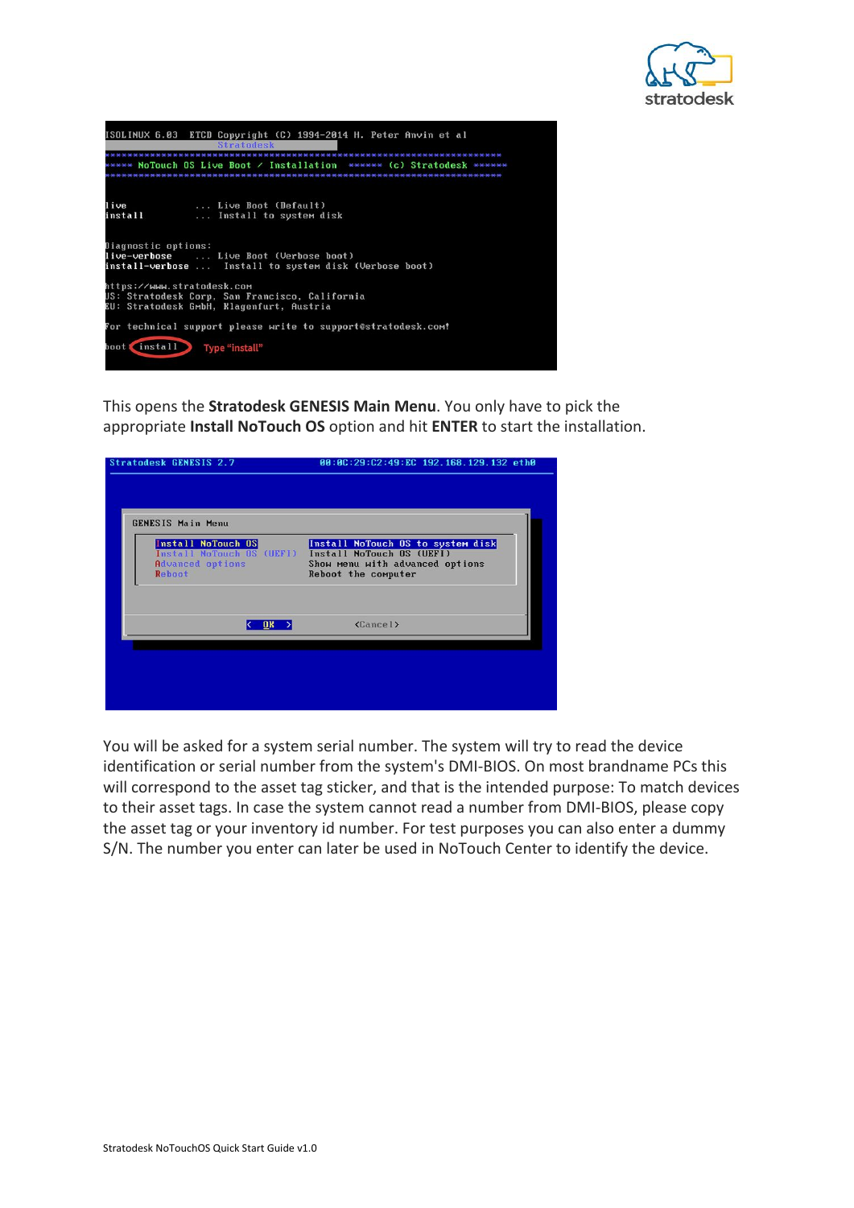```
ISOLINUX 6.03  ETCD Copyright (C) 1994-2014 H. Peter Anvin et al
                                    Stratodesk
***********************************************************************
***** NoTouch OS Live Boot / Installation  ****** (c) Stratodesk ******
***********************************************************************

live              ... Live Boot (Default)
install           ... Install to system disk

Diagnostic options:
live-verbose      ... Live Boot (Verbose boot)
install-verbose ...   Install to system disk (Verbose boot)

https://www.stratodesk.com
US: Stratodesk Corp, San Francisco, California
EU: Stratodesk GmbH, Klagenfurt, Austria

For technical support please write to support@stratodesk.com!

boot: install
```

Type "install"

This opens the **Stratodesk GENESIS Main Menu**. You only have to pick the appropriate **Install NoTouch OS** option and hit **ENTER** to start the installation.

```
Stratodesk GENESIS 2.7          00:0C:29:C2:49:EC 192.168.129.132 eth0

GENESIS Main Menu

    Install NoTouch OS           Install NoTouch OS to system disk
    Install NoTouch OS (UEFI)    Install NoTouch OS (UEFI)
    Advanced options             Show menu with advanced options
    Reboot                       Reboot the computer

              < OK >                    <Cancel>
```

You will be asked for a system serial number. The system will try to read the device identification or serial number from the system's DMI-BIOS. On most brandname PCs this will correspond to the asset tag sticker, and that is the intended purpose: To match devices to their asset tags. In case the system cannot read a number from DMI-BIOS, please copy the asset tag or your inventory id number. For test purposes you can also enter a dummy S/N. The number you enter can later be used in NoTouch Center to identify the device.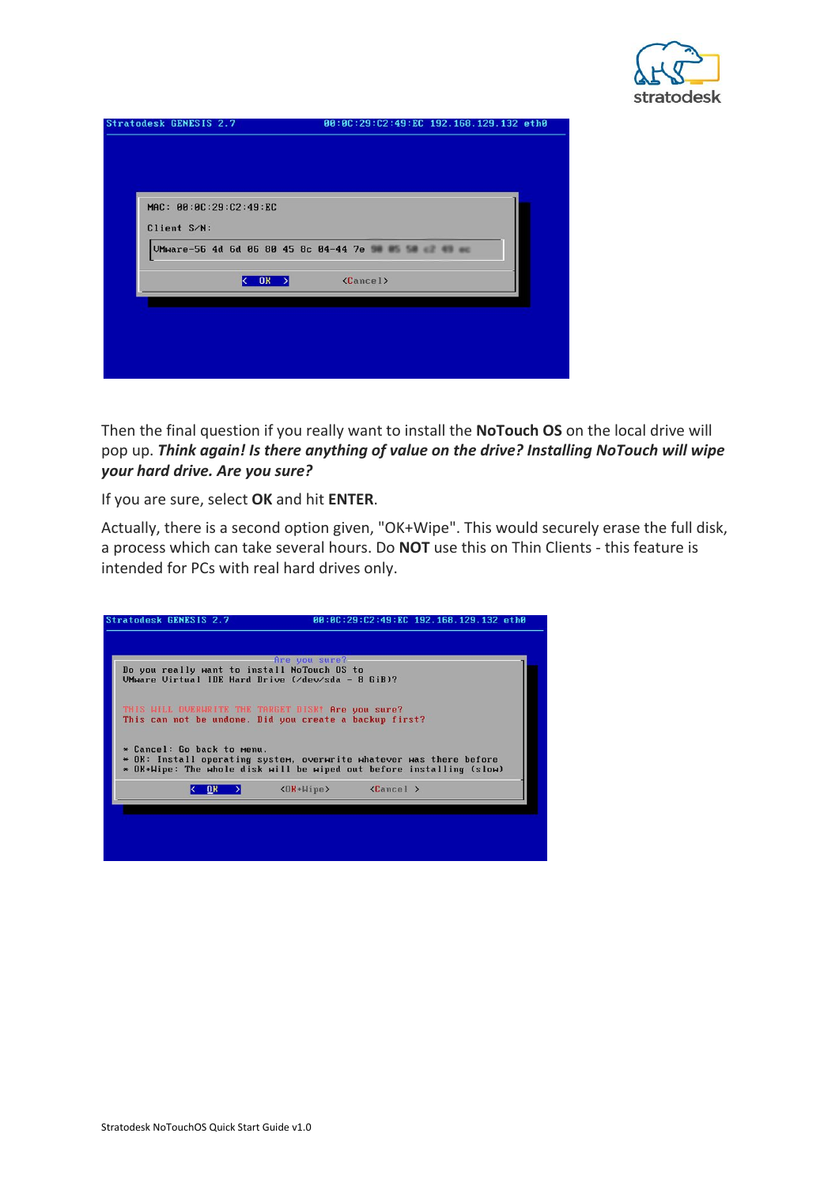```
Stratodesk GENESIS 2.7                    00:0C:29:C2:49:EC 192.168.129.132 eth0

MAC: 00:0C:29:C2:49:EC

Client S/N:

VMware-56 4d 6d 06 00 45 8c 04-44 7e

                    < OK >                    <Cancel>
```

Then the final question if you really want to install the **NoTouch OS** on the local drive will pop up. ***Think again! Is there anything of value on the drive? Installing NoTouch will wipe your hard drive. Are you sure?***

If you are sure, select **OK** and hit **ENTER**.

Actually, there is a second option given, "OK+Wipe". This would securely erase the full disk, a process which can take several hours. Do **NOT** use this on Thin Clients - this feature is intended for PCs with real hard drives only.

```
Stratodesk GENESIS 2.7                    00:0C:29:C2:49:EC 192.168.129.132 eth0

                              Are you sure?
Do you really want to install NoTouch OS to
VMware Virtual IDE Hard Drive (/dev/sda - 8 GiB)?

THIS WILL OVERWRITE THE TARGET DISK! Are you sure?
This can not be undone. Did you create a backup first?

* Cancel: Go back to menu.
* OK: Install operating system, overwrite whatever was there before
* OK+Wipe: The whole disk will be wiped out before installing (slow)

          < OK >          <OK+Wipe>          <Cancel >
```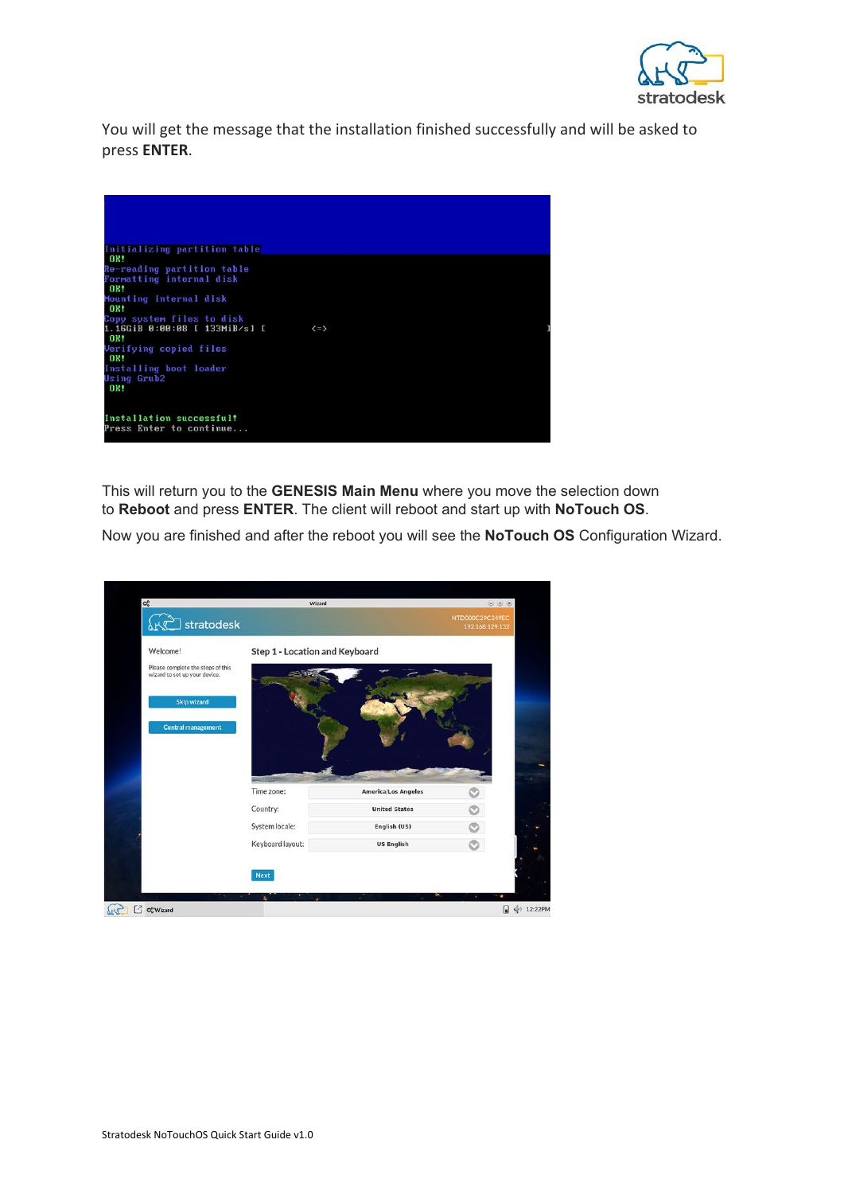You will get the message that the installation finished successfully and will be asked to press **ENTER**.

This will return you to the **GENESIS Main Menu** where you move the selection down to **Reboot** and press **ENTER**. The client will reboot and start up with **NoTouch OS**.

Now you are finished and after the reboot you will see the **NoTouch OS** Configuration Wizard.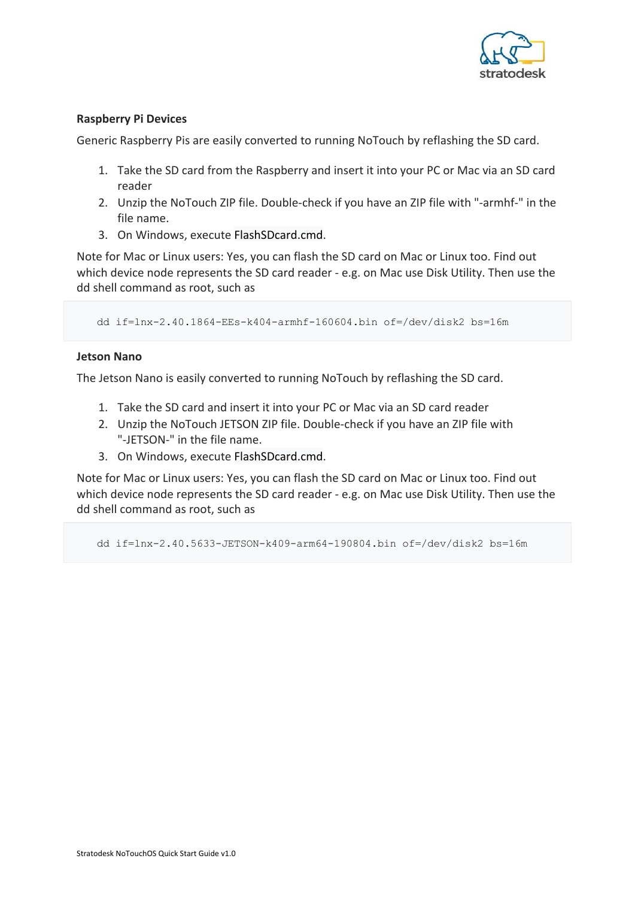### Raspberry Pi Devices

Generic Raspberry Pis are easily converted to running NoTouch by reflashing the SD card.

1. Take the SD card from the Raspberry and insert it into your PC or Mac via an SD card reader
2. Unzip the NoTouch ZIP file. Double-check if you have an ZIP file with "-armhf-" in the file name.
3. On Windows, execute FlashSDcard.cmd.

Note for Mac or Linux users: Yes, you can flash the SD card on Mac or Linux too. Find out which device node represents the SD card reader - e.g. on Mac use Disk Utility. Then use the dd shell command as root, such as

```
dd if=lnx-2.40.1864-EEs-k404-armhf-160604.bin of=/dev/disk2 bs=16m
```

### Jetson Nano

The Jetson Nano is easily converted to running NoTouch by reflashing the SD card.

1. Take the SD card and insert it into your PC or Mac via an SD card reader
2. Unzip the NoTouch JETSON ZIP file. Double-check if you have an ZIP file with "-JETSON-" in the file name.
3. On Windows, execute FlashSDcard.cmd.

Note for Mac or Linux users: Yes, you can flash the SD card on Mac or Linux too. Find out which device node represents the SD card reader - e.g. on Mac use Disk Utility. Then use the dd shell command as root, such as

```
dd if=lnx-2.40.5633-JETSON-k409-arm64-190804.bin of=/dev/disk2 bs=16m
```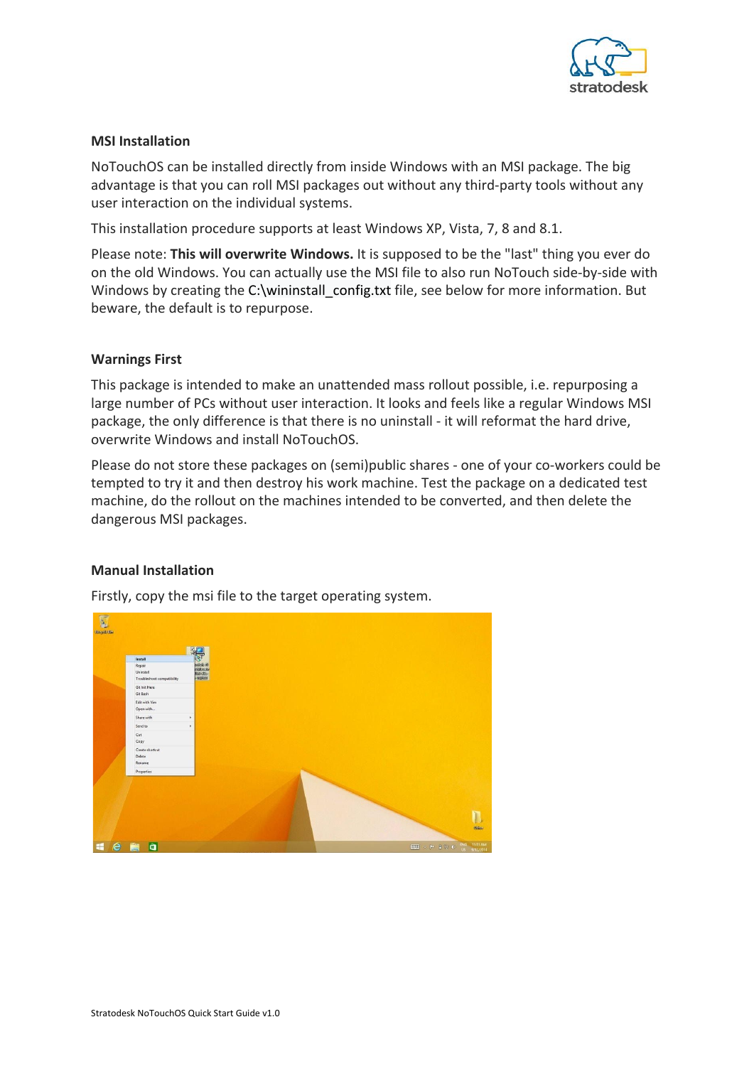### MSI Installation

NoTouchOS can be installed directly from inside Windows with an MSI package. The big advantage is that you can roll MSI packages out without any third-party tools without any user interaction on the individual systems.

This installation procedure supports at least Windows XP, Vista, 7, 8 and 8.1.

Please note: **This will overwrite Windows.** It is supposed to be the "last" thing you ever do on the old Windows. You can actually use the MSI file to also run NoTouch side-by-side with Windows by creating the C:\wininstall_config.txt file, see below for more information. But beware, the default is to repurpose.

### Warnings First

This package is intended to make an unattended mass rollout possible, i.e. repurposing a large number of PCs without user interaction. It looks and feels like a regular Windows MSI package, the only difference is that there is no uninstall - it will reformat the hard drive, overwrite Windows and install NoTouchOS.

Please do not store these packages on (semi)public shares - one of your co-workers could be tempted to try it and then destroy his work machine. Test the package on a dedicated test machine, do the rollout on the machines intended to be converted, and then delete the dangerous MSI packages.

### Manual Installation

Firstly, copy the msi file to the target operating system.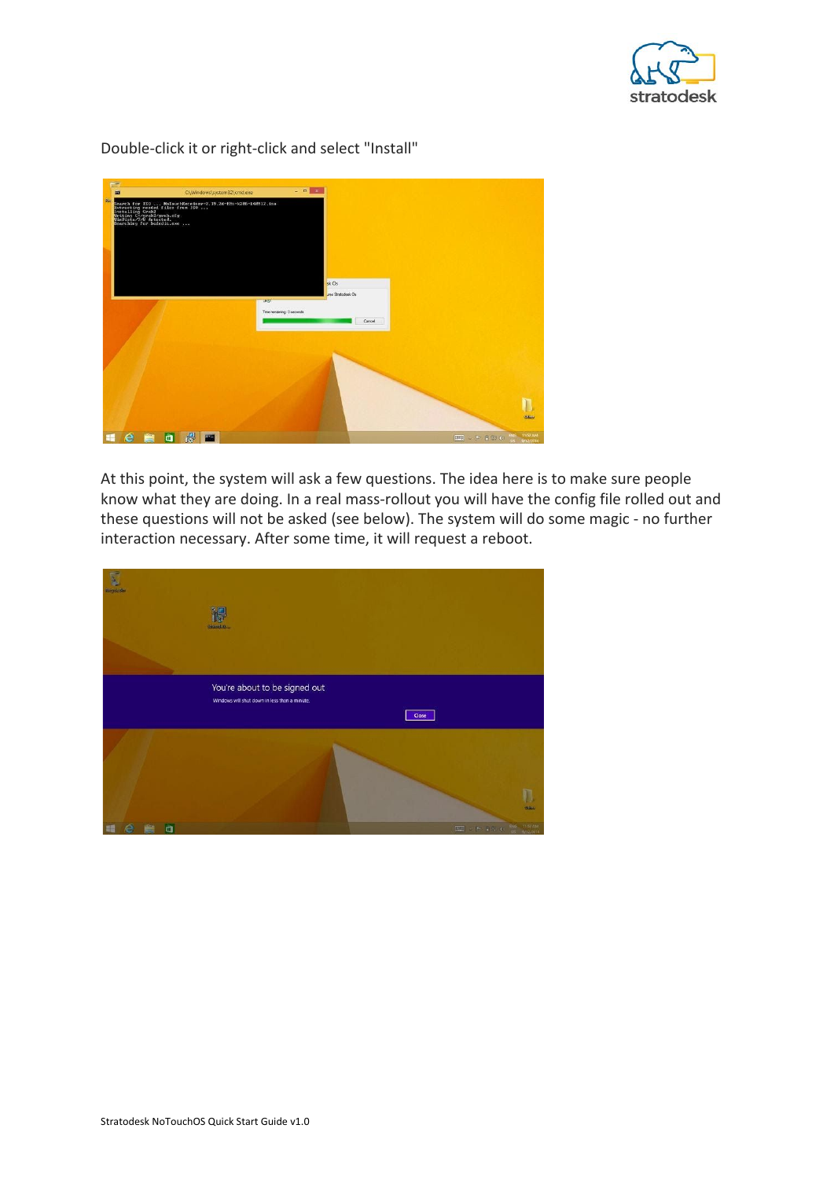Double-click it or right-click and select "Install"

At this point, the system will ask a few questions. The idea here is to make sure people know what they are doing. In a real mass-rollout you will have the config file rolled out and these questions will not be asked (see below). The system will do some magic - no further interaction necessary. After some time, it will request a reboot.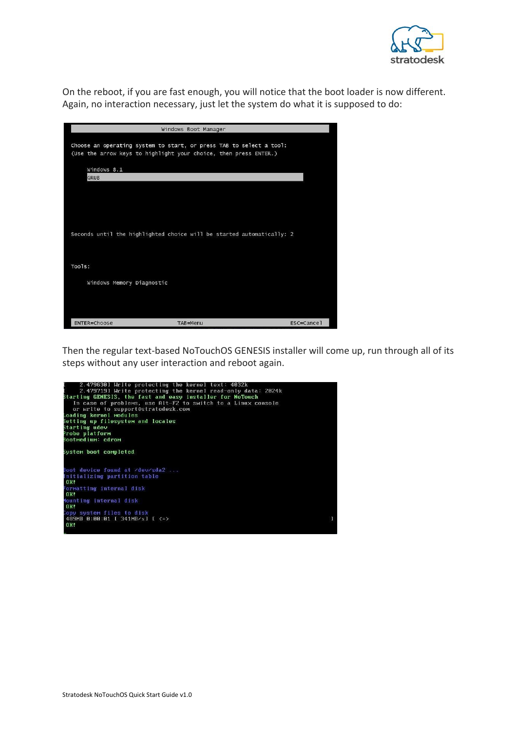On the reboot, if you are fast enough, you will notice that the boot loader is now different. Again, no interaction necessary, just let the system do what it is supposed to do:

```
                              Windows Boot Manager

Choose an operating system to start, or press TAB to select a tool:
(Use the arrow keys to highlight your choice, then press ENTER.)

    Windows 8.1
    GRUB

Seconds until the highlighted choice will be started automatically: 2

Tools:

    Windows Memory Diagnostic

ENTER=Choose                  TAB=Menu                          ESC=Cancel
```

Then the regular text-based NoTouchOS GENESIS installer will come up, run through all of its steps without any user interaction and reboot again.

```
[    2.479630] Write protecting the kernel text: 4032k
[    2.479719] Write protecting the kernel read-only data: 2024k
Starting GENESIS, the fast and easy installer for NoTouch
   In case of problems, use Alt-F2 to switch to a Linux console
   or write to support@stratodesk.com
Loading kernel modules
Setting up filesystem and locales
Starting udev
Probe platform
Bootmedium: cdrom

System boot completed

Boot device found at /dev/sda2 ...
Initializing partition table
 OK!
Formatting internal disk
 OK!
Mounting internal disk
 OK!
Copy system files to disk
 489MB 0:00:01 [ 341MB/s] [ <=>                                          ]
 OK!
```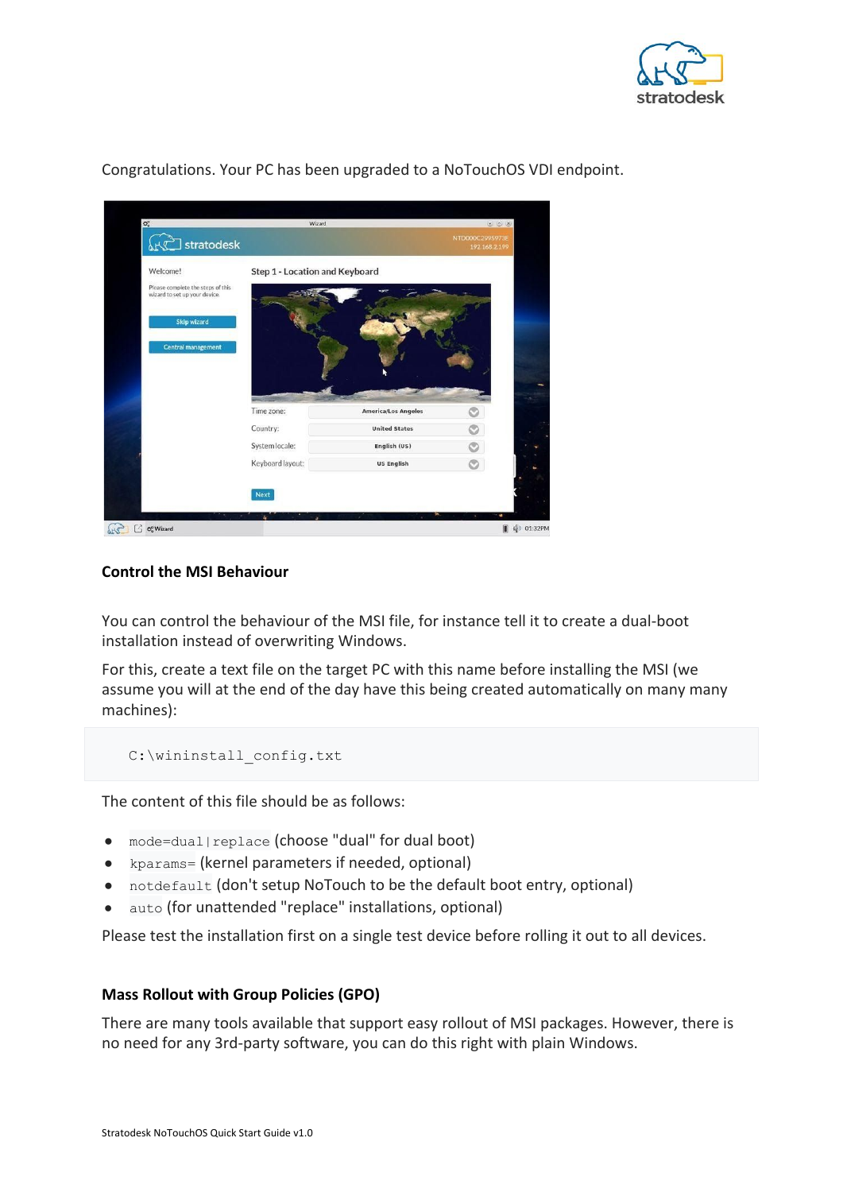Congratulations. Your PC has been upgraded to a NoTouchOS VDI endpoint.

### Control the MSI Behaviour

You can control the behaviour of the MSI file, for instance tell it to create a dual-boot installation instead of overwriting Windows.

For this, create a text file on the target PC with this name before installing the MSI (we assume you will at the end of the day have this being created automatically on many many machines):

```
C:\wininstall_config.txt
```

The content of this file should be as follows:

- `mode=dual|replace` (choose "dual" for dual boot)
- `kparams=` (kernel parameters if needed, optional)
- `notdefault` (don't setup NoTouch to be the default boot entry, optional)
- `auto` (for unattended "replace" installations, optional)

Please test the installation first on a single test device before rolling it out to all devices.

### Mass Rollout with Group Policies (GPO)

There are many tools available that support easy rollout of MSI packages. However, there is no need for any 3rd-party software, you can do this right with plain Windows.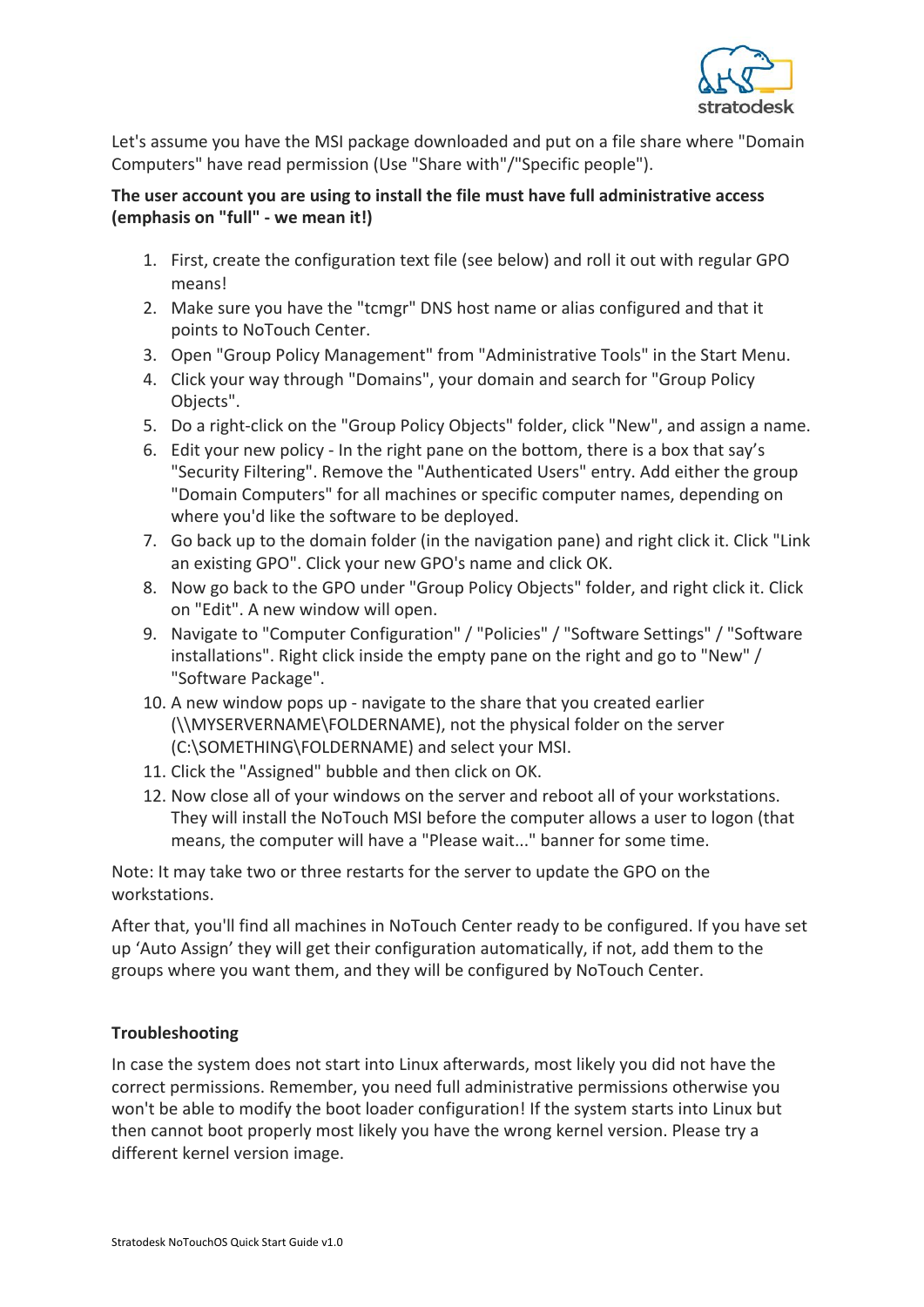Let's assume you have the MSI package downloaded and put on a file share where "Domain Computers" have read permission (Use "Share with"/"Specific people").

**The user account you are using to install the file must have full administrative access (emphasis on "full" - we mean it!)**

1. First, create the configuration text file (see below) and roll it out with regular GPO means!
2. Make sure you have the "tcmgr" DNS host name or alias configured and that it points to NoTouch Center.
3. Open "Group Policy Management" from "Administrative Tools" in the Start Menu.
4. Click your way through "Domains", your domain and search for "Group Policy Objects".
5. Do a right-click on the "Group Policy Objects" folder, click "New", and assign a name.
6. Edit your new policy - In the right pane on the bottom, there is a box that say's "Security Filtering". Remove the "Authenticated Users" entry. Add either the group "Domain Computers" for all machines or specific computer names, depending on where you'd like the software to be deployed.
7. Go back up to the domain folder (in the navigation pane) and right click it. Click "Link an existing GPO". Click your new GPO's name and click OK.
8. Now go back to the GPO under "Group Policy Objects" folder, and right click it. Click on "Edit". A new window will open.
9. Navigate to "Computer Configuration" / "Policies" / "Software Settings" / "Software installations". Right click inside the empty pane on the right and go to "New" / "Software Package".
10. A new window pops up - navigate to the share that you created earlier (\\MYSERVERNAME\FOLDERNAME), not the physical folder on the server (C:\SOMETHING\FOLDERNAME) and select your MSI.
11. Click the "Assigned" bubble and then click on OK.
12. Now close all of your windows on the server and reboot all of your workstations. They will install the NoTouch MSI before the computer allows a user to logon (that means, the computer will have a "Please wait..." banner for some time.

Note: It may take two or three restarts for the server to update the GPO on the workstations.

After that, you'll find all machines in NoTouch Center ready to be configured. If you have set up 'Auto Assign' they will get their configuration automatically, if not, add them to the groups where you want them, and they will be configured by NoTouch Center.

**Troubleshooting**

In case the system does not start into Linux afterwards, most likely you did not have the correct permissions. Remember, you need full administrative permissions otherwise you won't be able to modify the boot loader configuration! If the system starts into Linux but then cannot boot properly most likely you have the wrong kernel version. Please try a different kernel version image.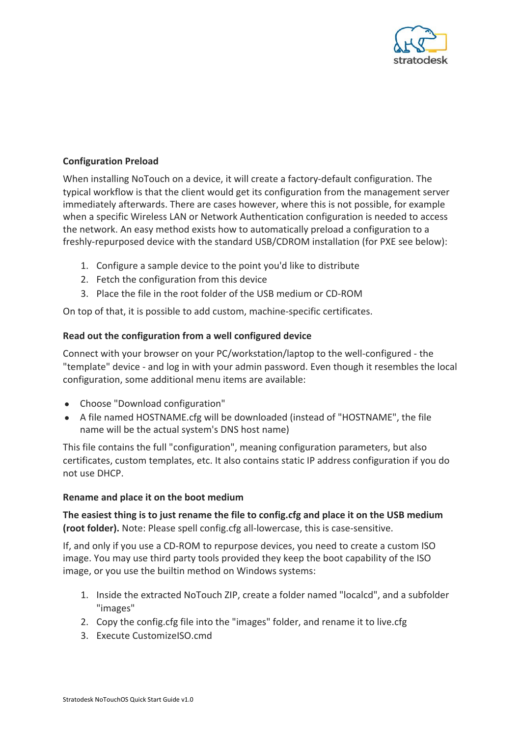**Configuration Preload**

When installing NoTouch on a device, it will create a factory-default configuration. The typical workflow is that the client would get its configuration from the management server immediately afterwards. There are cases however, where this is not possible, for example when a specific Wireless LAN or Network Authentication configuration is needed to access the network. An easy method exists how to automatically preload a configuration to a freshly-repurposed device with the standard USB/CDROM installation (for PXE see below):

1. Configure a sample device to the point you'd like to distribute
2. Fetch the configuration from this device
3. Place the file in the root folder of the USB medium or CD-ROM

On top of that, it is possible to add custom, machine-specific certificates.

**Read out the configuration from a well configured device**

Connect with your browser on your PC/workstation/laptop to the well-configured - the "template" device - and log in with your admin password. Even though it resembles the local configuration, some additional menu items are available:

- Choose "Download configuration"
- A file named HOSTNAME.cfg will be downloaded (instead of "HOSTNAME", the file name will be the actual system's DNS host name)

This file contains the full "configuration", meaning configuration parameters, but also certificates, custom templates, etc. It also contains static IP address configuration if you do not use DHCP.

**Rename and place it on the boot medium**

**The easiest thing is to just rename the file to config.cfg and place it on the USB medium (root folder).** Note: Please spell config.cfg all-lowercase, this is case-sensitive.

If, and only if you use a CD-ROM to repurpose devices, you need to create a custom ISO image. You may use third party tools provided they keep the boot capability of the ISO image, or you use the builtin method on Windows systems:

1. Inside the extracted NoTouch ZIP, create a folder named "localcd", and a subfolder "images"
2. Copy the config.cfg file into the "images" folder, and rename it to live.cfg
3. Execute CustomizeISO.cmd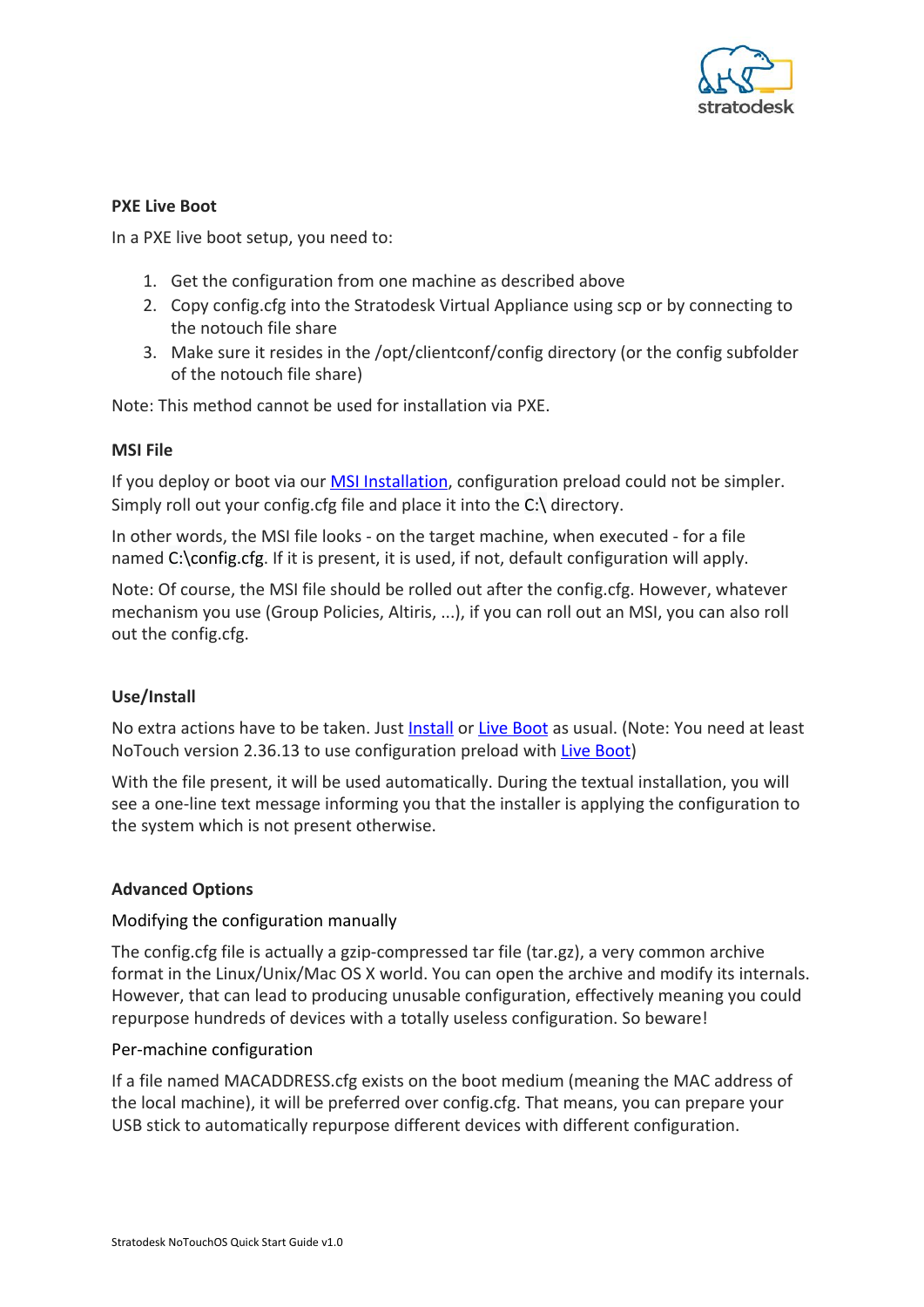**PXE Live Boot**

In a PXE live boot setup, you need to:

1. Get the configuration from one machine as described above
2. Copy config.cfg into the Stratodesk Virtual Appliance using scp or by connecting to the notouch file share
3. Make sure it resides in the /opt/clientconf/config directory (or the config subfolder of the notouch file share)

Note: This method cannot be used for installation via PXE.

**MSI File**

If you deploy or boot via our [MSI Installation](), configuration preload could not be simpler. Simply roll out your config.cfg file and place it into the C:\ directory.

In other words, the MSI file looks - on the target machine, when executed - for a file named C:\config.cfg. If it is present, it is used, if not, default configuration will apply.

Note: Of course, the MSI file should be rolled out after the config.cfg. However, whatever mechanism you use (Group Policies, Altiris, ...), if you can roll out an MSI, you can also roll out the config.cfg.

**Use/Install**

No extra actions have to be taken. Just [Install]() or [Live Boot]() as usual. (Note: You need at least NoTouch version 2.36.13 to use configuration preload with [Live Boot]())

With the file present, it will be used automatically. During the textual installation, you will see a one-line text message informing you that the installer is applying the configuration to the system which is not present otherwise.

**Advanced Options**

Modifying the configuration manually

The config.cfg file is actually a gzip-compressed tar file (tar.gz), a very common archive format in the Linux/Unix/Mac OS X world. You can open the archive and modify its internals. However, that can lead to producing unusable configuration, effectively meaning you could repurpose hundreds of devices with a totally useless configuration. So beware!

Per-machine configuration

If a file named MACADDRESS.cfg exists on the boot medium (meaning the MAC address of the local machine), it will be preferred over config.cfg. That means, you can prepare your USB stick to automatically repurpose different devices with different configuration.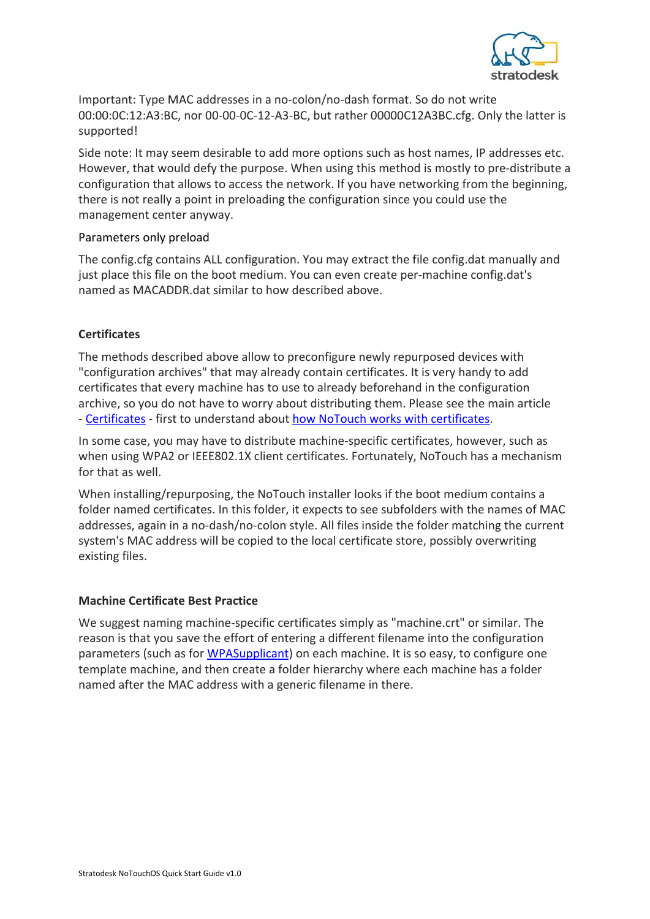Important: Type MAC addresses in a no-colon/no-dash format. So do not write 00:00:0C:12:A3:BC, nor 00-00-0C-12-A3-BC, but rather 00000C12A3BC.cfg. Only the latter is supported!

Side note: It may seem desirable to add more options such as host names, IP addresses etc. However, that would defy the purpose. When using this method is mostly to pre-distribute a configuration that allows to access the network. If you have networking from the beginning, there is not really a point in preloading the configuration since you could use the management center anyway.

Parameters only preload

The config.cfg contains ALL configuration. You may extract the file config.dat manually and just place this file on the boot medium. You can even create per-machine config.dat's named as MACADDR.dat similar to how described above.

**Certificates**

The methods described above allow to preconfigure newly repurposed devices with "configuration archives" that may already contain certificates. It is very handy to add certificates that every machine has to use to already beforehand in the configuration archive, so you do not have to worry about distributing them. Please see the main article - Certificates - first to understand about how NoTouch works with certificates.

In some case, you may have to distribute machine-specific certificates, however, such as when using WPA2 or IEEE802.1X client certificates. Fortunately, NoTouch has a mechanism for that as well.

When installing/repurposing, the NoTouch installer looks if the boot medium contains a folder named certificates. In this folder, it expects to see subfolders with the names of MAC addresses, again in a no-dash/no-colon style. All files inside the folder matching the current system's MAC address will be copied to the local certificate store, possibly overwriting existing files.

**Machine Certificate Best Practice**

We suggest naming machine-specific certificates simply as "machine.crt" or similar. The reason is that you save the effort of entering a different filename into the configuration parameters (such as for WPASupplicant) on each machine. It is so easy, to configure one template machine, and then create a folder hierarchy where each machine has a folder named after the MAC address with a generic filename in there.